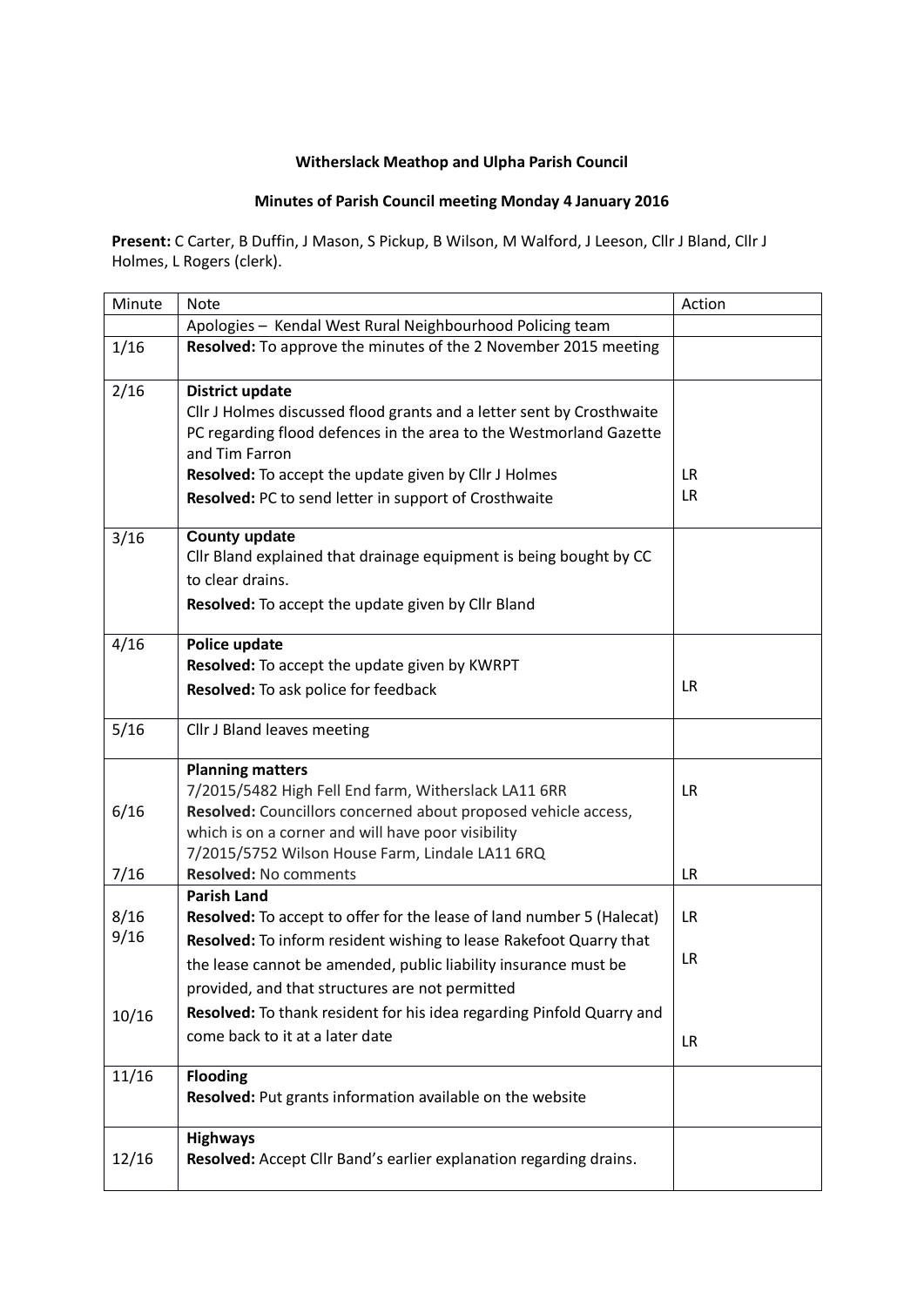**Witherslack Meathop and Ulpha Parish Council**

**Minutes of Parish Council meeting Monday 4 January 2016**

**Present:** C Carter, B Duffin, J Mason, S Pickup, B Wilson, M Walford, J Leeson, Cllr J Bland, Cllr J Holmes, L Rogers (clerk).

| Minute | Note | Action |
|---|---|---|
| | Apologies – Kendal West Rural Neighbourhood Policing team | |
| 1/16 | **Resolved:** To approve the minutes of the 2 November 2015 meeting | |
| 2/16 | **District update**<br>Cllr J Holmes discussed flood grants and a letter sent by Crosthwaite PC regarding flood defences in the area to the Westmorland Gazette and Tim Farron<br>**Resolved:** To accept the update given by Cllr J Holmes<br>**Resolved:** PC to send letter in support of Crosthwaite | <br><br><br>LR<br>LR |
| 3/16 | **County update**<br>Cllr Bland explained that drainage equipment is being bought by CC to clear drains.<br>**Resolved:** To accept the update given by Cllr Bland | |
| 4/16 | **Police update**<br>**Resolved:** To accept the update given by KWRPT<br>**Resolved:** To ask police for feedback | <br><br>LR |
| 5/16 | Cllr J Bland leaves meeting | |
| <br>6/16<br><br><br>7/16 | **Planning matters**<br>7/2015/5482 High Fell End farm, Witherslack LA11 6RR<br>**Resolved:** Councillors concerned about proposed vehicle access, which is on a corner and will have poor visibility<br>7/2015/5752 Wilson House Farm, Lindale LA11 6RQ<br>**Resolved:** No comments | <br>LR<br><br><br>LR |
| <br>8/16<br>9/16<br><br><br>10/16 | **Parish Land**<br>**Resolved:** To accept to offer for the lease of land number 5 (Halecat)<br>**Resolved:** To inform resident wishing to lease Rakefoot Quarry that the lease cannot be amended, public liability insurance must be provided, and that structures are not permitted<br>**Resolved:** To thank resident for his idea regarding Pinfold Quarry and come back to it at a later date | <br>LR<br><br>LR<br><br><br>LR |
| 11/16 | **Flooding**<br>**Resolved:** Put grants information available on the website | |
| <br>12/16 | **Highways**<br>**Resolved:** Accept Cllr Band's earlier explanation regarding drains. | |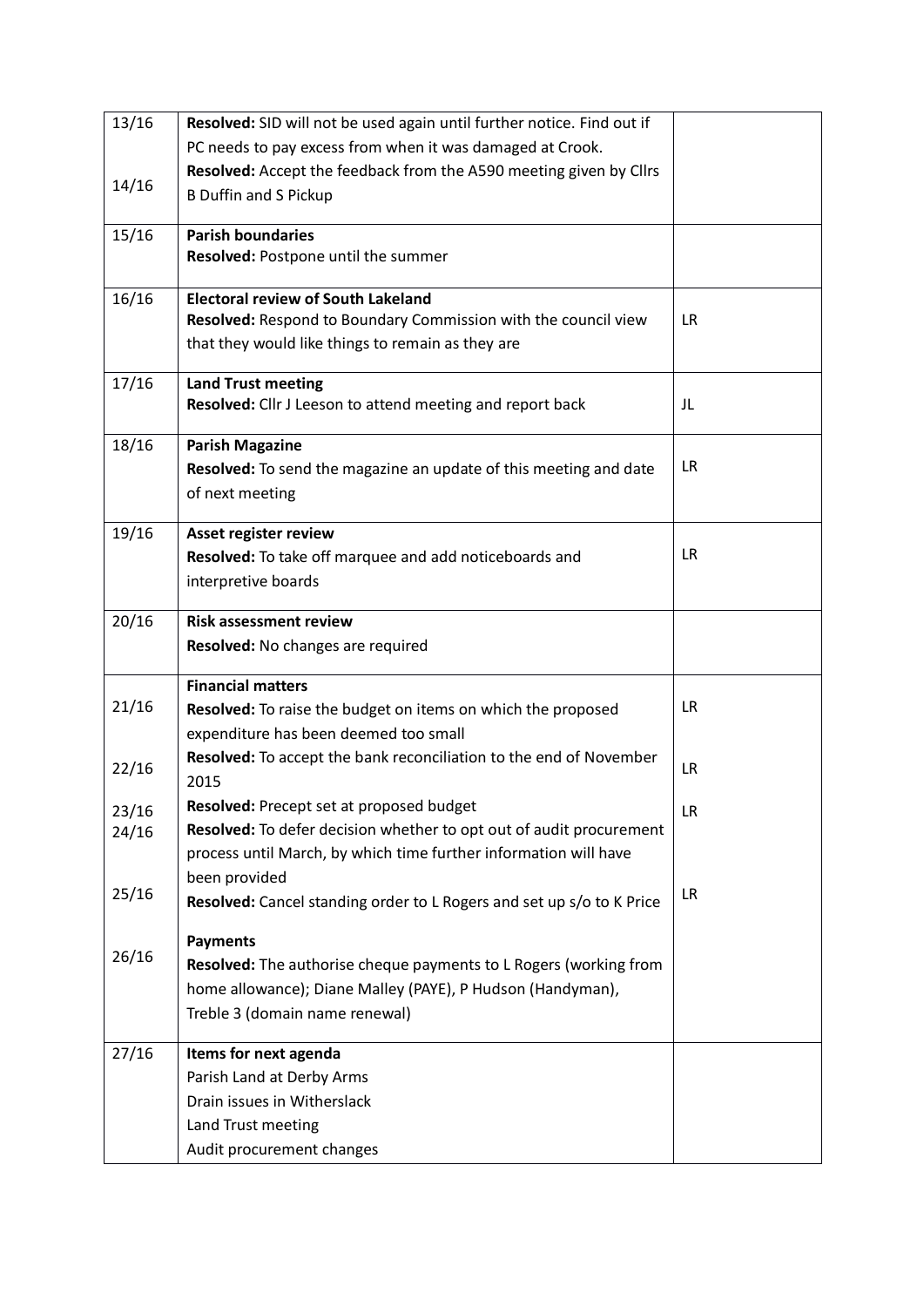| | | |
|---|---|---|
| 13/16<br><br>14/16 | **Resolved:** SID will not be used again until further notice. Find out if PC needs to pay excess from when it was damaged at Crook.<br>**Resolved:** Accept the feedback from the A590 meeting given by Cllrs B Duffin and S Pickup | |
| 15/16 | **Parish boundaries**<br>**Resolved:** Postpone until the summer | |
| 16/16 | **Electoral review of South Lakeland**<br>**Resolved:** Respond to Boundary Commission with the council view that they would like things to remain as they are | LR |
| 17/16 | **Land Trust meeting**<br>**Resolved:** Cllr J Leeson to attend meeting and report back | JL |
| 18/16 | **Parish Magazine**<br>**Resolved:** To send the magazine an update of this meeting and date of next meeting | LR |
| 19/16 | **Asset register review**<br>**Resolved:** To take off marquee and add noticeboards and interpretive boards | LR |
| 20/16 | **Risk assessment review**<br>**Resolved:** No changes are required | |
| 21/16<br><br>22/16<br><br>23/16<br>24/16<br><br><br>25/16<br><br><br>26/16 | **Financial matters**<br>**Resolved:** To raise the budget on items on which the proposed expenditure has been deemed too small<br>**Resolved:** To accept the bank reconciliation to the end of November 2015<br>**Resolved:** Precept set at proposed budget<br>**Resolved:** To defer decision whether to opt out of audit procurement process until March, by which time further information will have been provided<br>**Resolved:** Cancel standing order to L Rogers and set up s/o to K Price<br><br>**Payments**<br>**Resolved:** The authorise cheque payments to L Rogers (working from home allowance); Diane Malley (PAYE), P Hudson (Handyman), Treble 3 (domain name renewal) | LR<br><br>LR<br><br>LR<br><br><br><br>LR |
| 27/16 | **Items for next agenda**<br>Parish Land at Derby Arms<br>Drain issues in Witherslack<br>Land Trust meeting<br>Audit procurement changes | |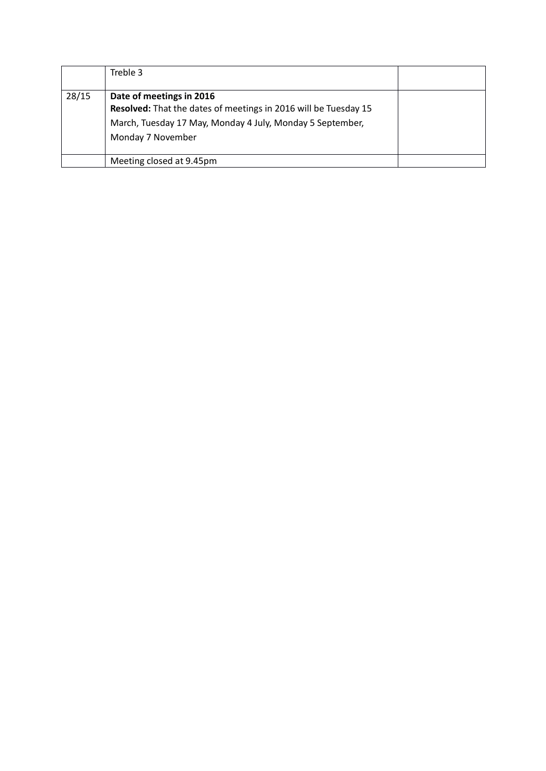| | | |
|---|---|---|
| | Treble 3 | |
| 28/15 | **Date of meetings in 2016**<br>**Resolved:** That the dates of meetings in 2016 will be Tuesday 15 March, Tuesday 17 May, Monday 4 July, Monday 5 September, Monday 7 November | |
| | Meeting closed at 9.45pm | |